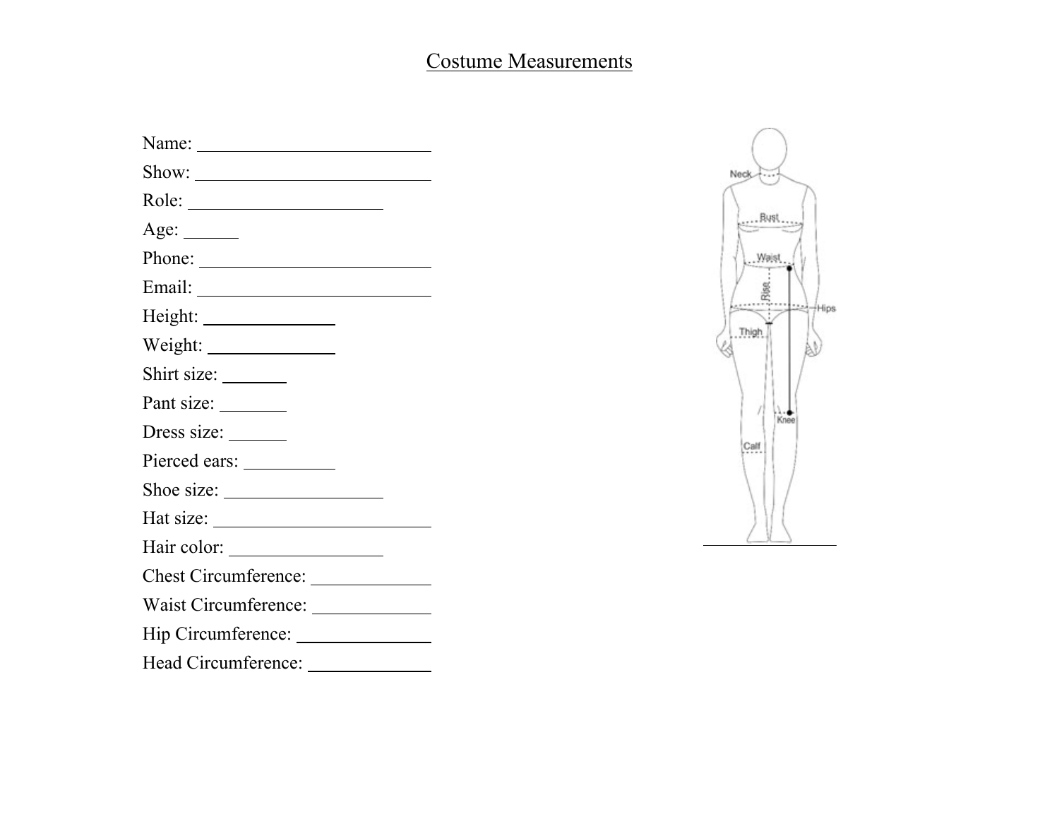# Costume Measurements

Name: ___________________________

Show: ___________________________

Role: ______________________

Age: ______

Phone: ___________________________

Email: ___________________________

Height: _______________

Weight: _______________

Shirt size: _______

Pant size: ________

Dress size: _______

Pierced ears: __________

Shoe size: __________________

Hat size: _________________________

Hair color: _________________

Chest Circumference: _____________

Waist Circumference: _____________

Hip Circumference: _______________

Head Circumference: ______________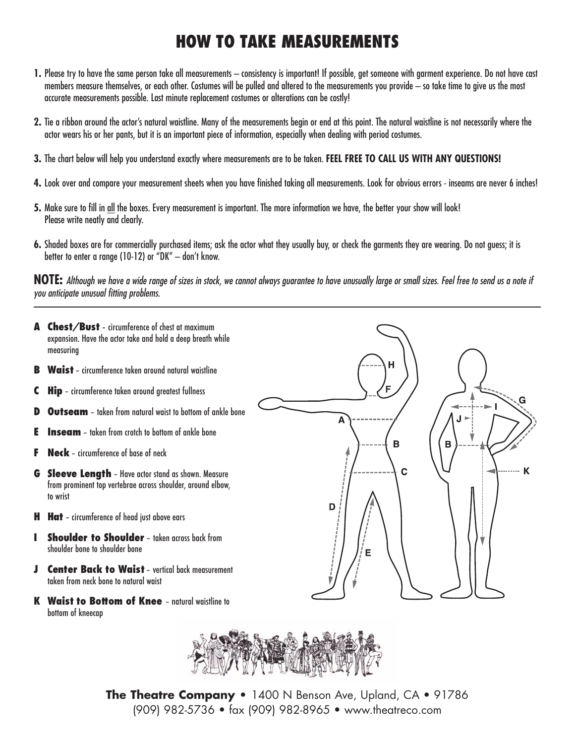# HOW TO TAKE MEASUREMENTS

1. Please try to have the same person take all measurements – consistency is important! If possible, get someone with garment experience. Do not have cast members measure themselves, or each other. Costumes will be pulled and altered to the measurements you provide – so take time to give us the most accurate measurements possible. Last minute replacement costumes or alterations can be costly!

2. Tie a ribbon around the actor's natural waistline. Many of the measurements begin or end at this point. The natural waistline is not necessarily where the actor wears his or her pants, but it is an important piece of information, especially when dealing with period costumes.

3. The chart below will help you understand exactly where measurements are to be taken. **FEEL FREE TO CALL US WITH ANY QUESTIONS!**

4. Look over and compare your measurement sheets when you have finished taking all measurements. Look for obvious errors - inseams are never 6 inches!

5. Make sure to fill in <u>all</u> the boxes. Every measurement is important. The more information we have, the better your show will look!
   Please write neatly and clearly.

6. Shaded boxes are for commercially purchased items; ask the actor what they usually buy, or check the garments they are wearing. Do not guess; it is better to enter a range (10-12) or "DK" – don't know.

**NOTE:** *Although we have a wide range of sizes in stock, we cannot always guarantee to have unusually large or small sizes. Feel free to send us a note if you anticipate unusual fitting problems.*

---

- **A Chest/Bust** – circumference of chest at maximum expansion. Have the actor take and hold a deep breath while measuring
- **B Waist** – circumference taken around natural waistline
- **C Hip** – circumference taken around greatest fullness
- **D Outseam** – taken from natural waist to bottom of ankle bone
- **E Inseam** – taken from crotch to bottom of ankle bone
- **F Neck** – circumference of base of neck
- **G Sleeve Length** – Have actor stand as shown. Measure from prominent top vertebrae across shoulder, around elbow, to wrist
- **H Hat** – circumference of head just above ears
- **I Shoulder to Shoulder** – taken across back from shoulder bone to shoulder bone
- **J Center Back to Waist** – vertical back measurement taken from neck bone to natural waist
- **K Waist to Bottom of Knee** – natural waistline to bottom of kneecap

H
F
A
B
C
D
E
G
I
J
B
K

**The Theatre Company** • 1400 N Benson Ave, Upland, CA • 91786
(909) 982-5736 • fax (909) 982-8965 • www.theatreco.com